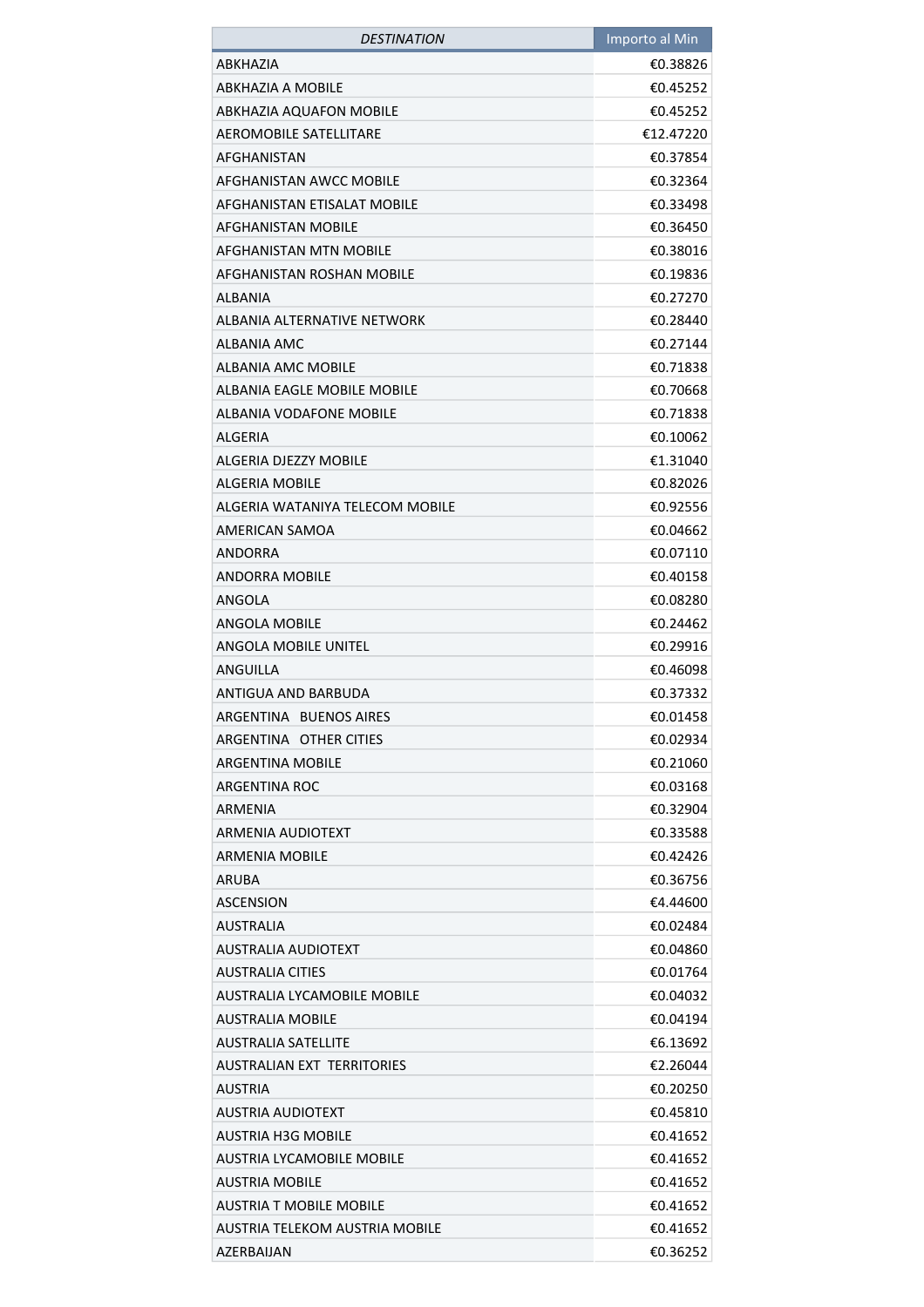| DESTINATION | Importo al Min |
|---|---|
| ABKHAZIA | €0.38826 |
| ABKHAZIA A MOBILE | €0.45252 |
| ABKHAZIA AQUAFON MOBILE | €0.45252 |
| AEROMOBILE SATELLITARE | €12.47220 |
| AFGHANISTAN | €0.37854 |
| AFGHANISTAN AWCC MOBILE | €0.32364 |
| AFGHANISTAN ETISALAT MOBILE | €0.33498 |
| AFGHANISTAN MOBILE | €0.36450 |
| AFGHANISTAN MTN MOBILE | €0.38016 |
| AFGHANISTAN ROSHAN MOBILE | €0.19836 |
| ALBANIA | €0.27270 |
| ALBANIA ALTERNATIVE NETWORK | €0.28440 |
| ALBANIA AMC | €0.27144 |
| ALBANIA AMC MOBILE | €0.71838 |
| ALBANIA EAGLE MOBILE MOBILE | €0.70668 |
| ALBANIA VODAFONE MOBILE | €0.71838 |
| ALGERIA | €0.10062 |
| ALGERIA DJEZZY MOBILE | €1.31040 |
| ALGERIA MOBILE | €0.82026 |
| ALGERIA WATANIYA TELECOM MOBILE | €0.92556 |
| AMERICAN SAMOA | €0.04662 |
| ANDORRA | €0.07110 |
| ANDORRA MOBILE | €0.40158 |
| ANGOLA | €0.08280 |
| ANGOLA MOBILE | €0.24462 |
| ANGOLA MOBILE UNITEL | €0.29916 |
| ANGUILLA | €0.46098 |
| ANTIGUA AND BARBUDA | €0.37332 |
| ARGENTINA BUENOS AIRES | €0.01458 |
| ARGENTINA OTHER CITIES | €0.02934 |
| ARGENTINA MOBILE | €0.21060 |
| ARGENTINA ROC | €0.03168 |
| ARMENIA | €0.32904 |
| ARMENIA AUDIOTEXT | €0.33588 |
| ARMENIA MOBILE | €0.42426 |
| ARUBA | €0.36756 |
| ASCENSION | €4.44600 |
| AUSTRALIA | €0.02484 |
| AUSTRALIA AUDIOTEXT | €0.04860 |
| AUSTRALIA CITIES | €0.01764 |
| AUSTRALIA LYCAMOBILE MOBILE | €0.04032 |
| AUSTRALIA MOBILE | €0.04194 |
| AUSTRALIA SATELLITE | €6.13692 |
| AUSTRALIAN EXT TERRITORIES | €2.26044 |
| AUSTRIA | €0.20250 |
| AUSTRIA AUDIOTEXT | €0.45810 |
| AUSTRIA H3G MOBILE | €0.41652 |
| AUSTRIA LYCAMOBILE MOBILE | €0.41652 |
| AUSTRIA MOBILE | €0.41652 |
| AUSTRIA T MOBILE MOBILE | €0.41652 |
| AUSTRIA TELEKOM AUSTRIA MOBILE | €0.41652 |
| AZERBAIJAN | €0.36252 |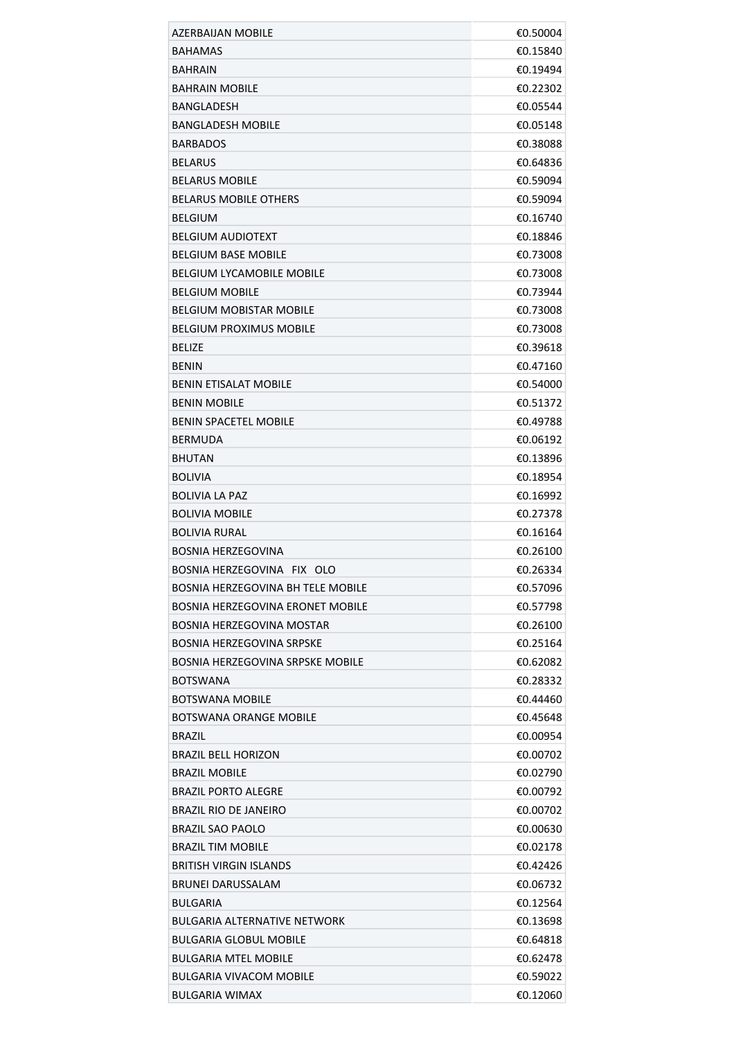| | |
|---|---|
| AZERBAIJAN MOBILE | €0.50004 |
| BAHAMAS | €0.15840 |
| BAHRAIN | €0.19494 |
| BAHRAIN MOBILE | €0.22302 |
| BANGLADESH | €0.05544 |
| BANGLADESH MOBILE | €0.05148 |
| BARBADOS | €0.38088 |
| BELARUS | €0.64836 |
| BELARUS MOBILE | €0.59094 |
| BELARUS MOBILE OTHERS | €0.59094 |
| BELGIUM | €0.16740 |
| BELGIUM AUDIOTEXT | €0.18846 |
| BELGIUM BASE MOBILE | €0.73008 |
| BELGIUM LYCAMOBILE MOBILE | €0.73008 |
| BELGIUM MOBILE | €0.73944 |
| BELGIUM MOBISTAR MOBILE | €0.73008 |
| BELGIUM PROXIMUS MOBILE | €0.73008 |
| BELIZE | €0.39618 |
| BENIN | €0.47160 |
| BENIN ETISALAT MOBILE | €0.54000 |
| BENIN MOBILE | €0.51372 |
| BENIN SPACETEL MOBILE | €0.49788 |
| BERMUDA | €0.06192 |
| BHUTAN | €0.13896 |
| BOLIVIA | €0.18954 |
| BOLIVIA LA PAZ | €0.16992 |
| BOLIVIA MOBILE | €0.27378 |
| BOLIVIA RURAL | €0.16164 |
| BOSNIA HERZEGOVINA | €0.26100 |
| BOSNIA HERZEGOVINA FIX OLO | €0.26334 |
| BOSNIA HERZEGOVINA BH TELE MOBILE | €0.57096 |
| BOSNIA HERZEGOVINA ERONET MOBILE | €0.57798 |
| BOSNIA HERZEGOVINA MOSTAR | €0.26100 |
| BOSNIA HERZEGOVINA SRPSKE | €0.25164 |
| BOSNIA HERZEGOVINA SRPSKE MOBILE | €0.62082 |
| BOTSWANA | €0.28332 |
| BOTSWANA MOBILE | €0.44460 |
| BOTSWANA ORANGE MOBILE | €0.45648 |
| BRAZIL | €0.00954 |
| BRAZIL BELL HORIZON | €0.00702 |
| BRAZIL MOBILE | €0.02790 |
| BRAZIL PORTO ALEGRE | €0.00792 |
| BRAZIL RIO DE JANEIRO | €0.00702 |
| BRAZIL SAO PAOLO | €0.00630 |
| BRAZIL TIM MOBILE | €0.02178 |
| BRITISH VIRGIN ISLANDS | €0.42426 |
| BRUNEI DARUSSALAM | €0.06732 |
| BULGARIA | €0.12564 |
| BULGARIA ALTERNATIVE NETWORK | €0.13698 |
| BULGARIA GLOBUL MOBILE | €0.64818 |
| BULGARIA MTEL MOBILE | €0.62478 |
| BULGARIA VIVACOM MOBILE | €0.59022 |
| BULGARIA WIMAX | €0.12060 |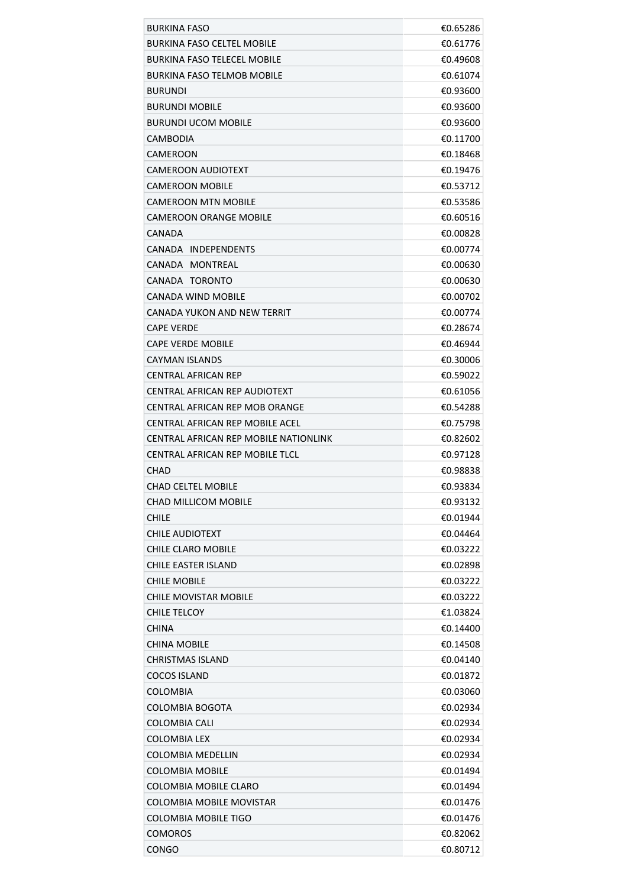| BURKINA FASO | €0.65286 |
|---|---|
| BURKINA FASO CELTEL MOBILE | €0.61776 |
| BURKINA FASO TELECEL MOBILE | €0.49608 |
| BURKINA FASO TELMOB MOBILE | €0.61074 |
| BURUNDI | €0.93600 |
| BURUNDI MOBILE | €0.93600 |
| BURUNDI UCOM MOBILE | €0.93600 |
| CAMBODIA | €0.11700 |
| CAMEROON | €0.18468 |
| CAMEROON AUDIOTEXT | €0.19476 |
| CAMEROON MOBILE | €0.53712 |
| CAMEROON MTN MOBILE | €0.53586 |
| CAMEROON ORANGE MOBILE | €0.60516 |
| CANADA | €0.00828 |
| CANADA   INDEPENDENTS | €0.00774 |
| CANADA   MONTREAL | €0.00630 |
| CANADA   TORONTO | €0.00630 |
| CANADA WIND MOBILE | €0.00702 |
| CANADA YUKON AND NEW TERRIT | €0.00774 |
| CAPE VERDE | €0.28674 |
| CAPE VERDE MOBILE | €0.46944 |
| CAYMAN ISLANDS | €0.30006 |
| CENTRAL AFRICAN REP | €0.59022 |
| CENTRAL AFRICAN REP AUDIOTEXT | €0.61056 |
| CENTRAL AFRICAN REP MOB ORANGE | €0.54288 |
| CENTRAL AFRICAN REP MOBILE ACEL | €0.75798 |
| CENTRAL AFRICAN REP MOBILE NATIONLINK | €0.82602 |
| CENTRAL AFRICAN REP MOBILE TLCL | €0.97128 |
| CHAD | €0.98838 |
| CHAD CELTEL MOBILE | €0.93834 |
| CHAD MILLICOM MOBILE | €0.93132 |
| CHILE | €0.01944 |
| CHILE AUDIOTEXT | €0.04464 |
| CHILE CLARO MOBILE | €0.03222 |
| CHILE EASTER ISLAND | €0.02898 |
| CHILE MOBILE | €0.03222 |
| CHILE MOVISTAR MOBILE | €0.03222 |
| CHILE TELCOY | €1.03824 |
| CHINA | €0.14400 |
| CHINA MOBILE | €0.14508 |
| CHRISTMAS ISLAND | €0.04140 |
| COCOS ISLAND | €0.01872 |
| COLOMBIA | €0.03060 |
| COLOMBIA BOGOTA | €0.02934 |
| COLOMBIA CALI | €0.02934 |
| COLOMBIA LEX | €0.02934 |
| COLOMBIA MEDELLIN | €0.02934 |
| COLOMBIA MOBILE | €0.01494 |
| COLOMBIA MOBILE CLARO | €0.01494 |
| COLOMBIA MOBILE MOVISTAR | €0.01476 |
| COLOMBIA MOBILE TIGO | €0.01476 |
| COMOROS | €0.82062 |
| CONGO | €0.80712 |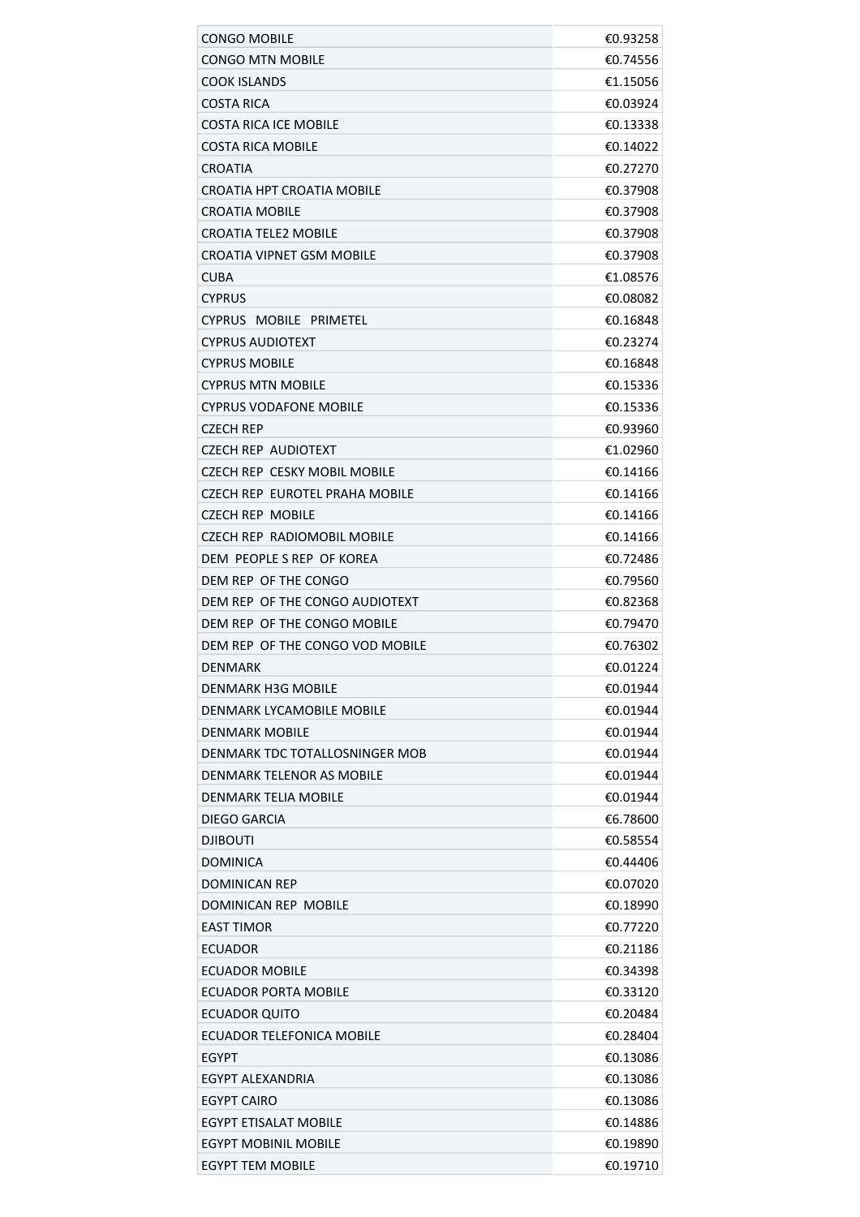| CONGO MOBILE | €0.93258 |
|---|---|
| CONGO MTN MOBILE | €0.74556 |
| COOK ISLANDS | €1.15056 |
| COSTA RICA | €0.03924 |
| COSTA RICA ICE MOBILE | €0.13338 |
| COSTA RICA MOBILE | €0.14022 |
| CROATIA | €0.27270 |
| CROATIA HPT CROATIA MOBILE | €0.37908 |
| CROATIA MOBILE | €0.37908 |
| CROATIA TELE2 MOBILE | €0.37908 |
| CROATIA VIPNET GSM MOBILE | €0.37908 |
| CUBA | €1.08576 |
| CYPRUS | €0.08082 |
| CYPRUS MOBILE PRIMETEL | €0.16848 |
| CYPRUS AUDIOTEXT | €0.23274 |
| CYPRUS MOBILE | €0.16848 |
| CYPRUS MTN MOBILE | €0.15336 |
| CYPRUS VODAFONE MOBILE | €0.15336 |
| CZECH REP | €0.93960 |
| CZECH REP AUDIOTEXT | €1.02960 |
| CZECH REP CESKY MOBIL MOBILE | €0.14166 |
| CZECH REP EUROTEL PRAHA MOBILE | €0.14166 |
| CZECH REP MOBILE | €0.14166 |
| CZECH REP RADIOMOBIL MOBILE | €0.14166 |
| DEM PEOPLE S REP OF KOREA | €0.72486 |
| DEM REP OF THE CONGO | €0.79560 |
| DEM REP OF THE CONGO AUDIOTEXT | €0.82368 |
| DEM REP OF THE CONGO MOBILE | €0.79470 |
| DEM REP OF THE CONGO VOD MOBILE | €0.76302 |
| DENMARK | €0.01224 |
| DENMARK H3G MOBILE | €0.01944 |
| DENMARK LYCAMOBILE MOBILE | €0.01944 |
| DENMARK MOBILE | €0.01944 |
| DENMARK TDC TOTALLOSNINGER MOB | €0.01944 |
| DENMARK TELENOR AS MOBILE | €0.01944 |
| DENMARK TELIA MOBILE | €0.01944 |
| DIEGO GARCIA | €6.78600 |
| DJIBOUTI | €0.58554 |
| DOMINICA | €0.44406 |
| DOMINICAN REP | €0.07020 |
| DOMINICAN REP MOBILE | €0.18990 |
| EAST TIMOR | €0.77220 |
| ECUADOR | €0.21186 |
| ECUADOR MOBILE | €0.34398 |
| ECUADOR PORTA MOBILE | €0.33120 |
| ECUADOR QUITO | €0.20484 |
| ECUADOR TELEFONICA MOBILE | €0.28404 |
| EGYPT | €0.13086 |
| EGYPT ALEXANDRIA | €0.13086 |
| EGYPT CAIRO | €0.13086 |
| EGYPT ETISALAT MOBILE | €0.14886 |
| EGYPT MOBINIL MOBILE | €0.19890 |
| EGYPT TEM MOBILE | €0.19710 |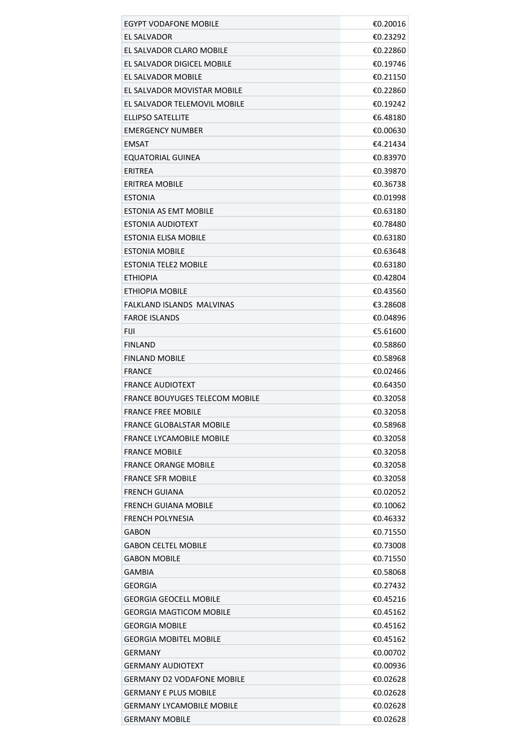| | |
|---|---|
| EGYPT VODAFONE MOBILE | €0.20016 |
| EL SALVADOR | €0.23292 |
| EL SALVADOR CLARO MOBILE | €0.22860 |
| EL SALVADOR DIGICEL MOBILE | €0.19746 |
| EL SALVADOR MOBILE | €0.21150 |
| EL SALVADOR MOVISTAR MOBILE | €0.22860 |
| EL SALVADOR TELEMOVIL MOBILE | €0.19242 |
| ELLIPSO SATELLITE | €6.48180 |
| EMERGENCY NUMBER | €0.00630 |
| EMSAT | €4.21434 |
| EQUATORIAL GUINEA | €0.83970 |
| ERITREA | €0.39870 |
| ERITREA MOBILE | €0.36738 |
| ESTONIA | €0.01998 |
| ESTONIA AS EMT MOBILE | €0.63180 |
| ESTONIA AUDIOTEXT | €0.78480 |
| ESTONIA ELISA MOBILE | €0.63180 |
| ESTONIA MOBILE | €0.63648 |
| ESTONIA TELE2 MOBILE | €0.63180 |
| ETHIOPIA | €0.42804 |
| ETHIOPIA MOBILE | €0.43560 |
| FALKLAND ISLANDS  MALVINAS | €3.28608 |
| FAROE ISLANDS | €0.04896 |
| FIJI | €5.61600 |
| FINLAND | €0.58860 |
| FINLAND MOBILE | €0.58968 |
| FRANCE | €0.02466 |
| FRANCE AUDIOTEXT | €0.64350 |
| FRANCE BOUYUGES TELECOM MOBILE | €0.32058 |
| FRANCE FREE MOBILE | €0.32058 |
| FRANCE GLOBALSTAR MOBILE | €0.58968 |
| FRANCE LYCAMOBILE MOBILE | €0.32058 |
| FRANCE MOBILE | €0.32058 |
| FRANCE ORANGE MOBILE | €0.32058 |
| FRANCE SFR MOBILE | €0.32058 |
| FRENCH GUIANA | €0.02052 |
| FRENCH GUIANA MOBILE | €0.10062 |
| FRENCH POLYNESIA | €0.46332 |
| GABON | €0.71550 |
| GABON CELTEL MOBILE | €0.73008 |
| GABON MOBILE | €0.71550 |
| GAMBIA | €0.58068 |
| GEORGIA | €0.27432 |
| GEORGIA GEOCELL MOBILE | €0.45216 |
| GEORGIA MAGTICOM MOBILE | €0.45162 |
| GEORGIA MOBILE | €0.45162 |
| GEORGIA MOBITEL MOBILE | €0.45162 |
| GERMANY | €0.00702 |
| GERMANY AUDIOTEXT | €0.00936 |
| GERMANY D2 VODAFONE MOBILE | €0.02628 |
| GERMANY E PLUS MOBILE | €0.02628 |
| GERMANY LYCAMOBILE MOBILE | €0.02628 |
| GERMANY MOBILE | €0.02628 |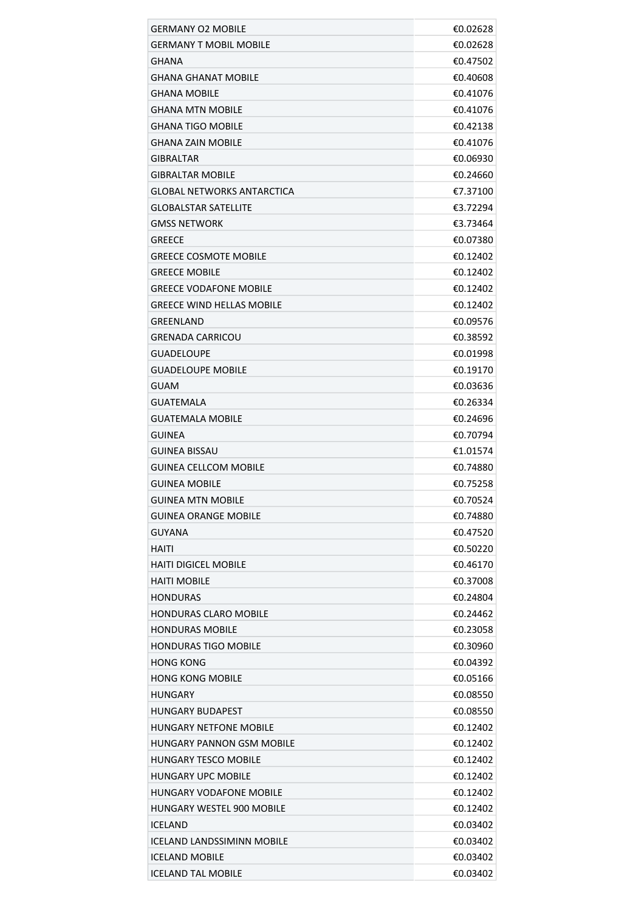| GERMANY O2 MOBILE | €0.02628 |
|---|---|
| GERMANY T MOBIL MOBILE | €0.02628 |
| GHANA | €0.47502 |
| GHANA GHANAT MOBILE | €0.40608 |
| GHANA MOBILE | €0.41076 |
| GHANA MTN MOBILE | €0.41076 |
| GHANA TIGO MOBILE | €0.42138 |
| GHANA ZAIN MOBILE | €0.41076 |
| GIBRALTAR | €0.06930 |
| GIBRALTAR MOBILE | €0.24660 |
| GLOBAL NETWORKS ANTARCTICA | €7.37100 |
| GLOBALSTAR SATELLITE | €3.72294 |
| GMSS NETWORK | €3.73464 |
| GREECE | €0.07380 |
| GREECE COSMOTE MOBILE | €0.12402 |
| GREECE MOBILE | €0.12402 |
| GREECE VODAFONE MOBILE | €0.12402 |
| GREECE WIND HELLAS MOBILE | €0.12402 |
| GREENLAND | €0.09576 |
| GRENADA CARRICOU | €0.38592 |
| GUADELOUPE | €0.01998 |
| GUADELOUPE MOBILE | €0.19170 |
| GUAM | €0.03636 |
| GUATEMALA | €0.26334 |
| GUATEMALA MOBILE | €0.24696 |
| GUINEA | €0.70794 |
| GUINEA BISSAU | €1.01574 |
| GUINEA CELLCOM MOBILE | €0.74880 |
| GUINEA MOBILE | €0.75258 |
| GUINEA MTN MOBILE | €0.70524 |
| GUINEA ORANGE MOBILE | €0.74880 |
| GUYANA | €0.47520 |
| HAITI | €0.50220 |
| HAITI DIGICEL MOBILE | €0.46170 |
| HAITI MOBILE | €0.37008 |
| HONDURAS | €0.24804 |
| HONDURAS CLARO MOBILE | €0.24462 |
| HONDURAS MOBILE | €0.23058 |
| HONDURAS TIGO MOBILE | €0.30960 |
| HONG KONG | €0.04392 |
| HONG KONG MOBILE | €0.05166 |
| HUNGARY | €0.08550 |
| HUNGARY BUDAPEST | €0.08550 |
| HUNGARY NETFONE MOBILE | €0.12402 |
| HUNGARY PANNON GSM MOBILE | €0.12402 |
| HUNGARY TESCO MOBILE | €0.12402 |
| HUNGARY UPC MOBILE | €0.12402 |
| HUNGARY VODAFONE MOBILE | €0.12402 |
| HUNGARY WESTEL 900 MOBILE | €0.12402 |
| ICELAND | €0.03402 |
| ICELAND LANDSSIMINN MOBILE | €0.03402 |
| ICELAND MOBILE | €0.03402 |
| ICELAND TAL MOBILE | €0.03402 |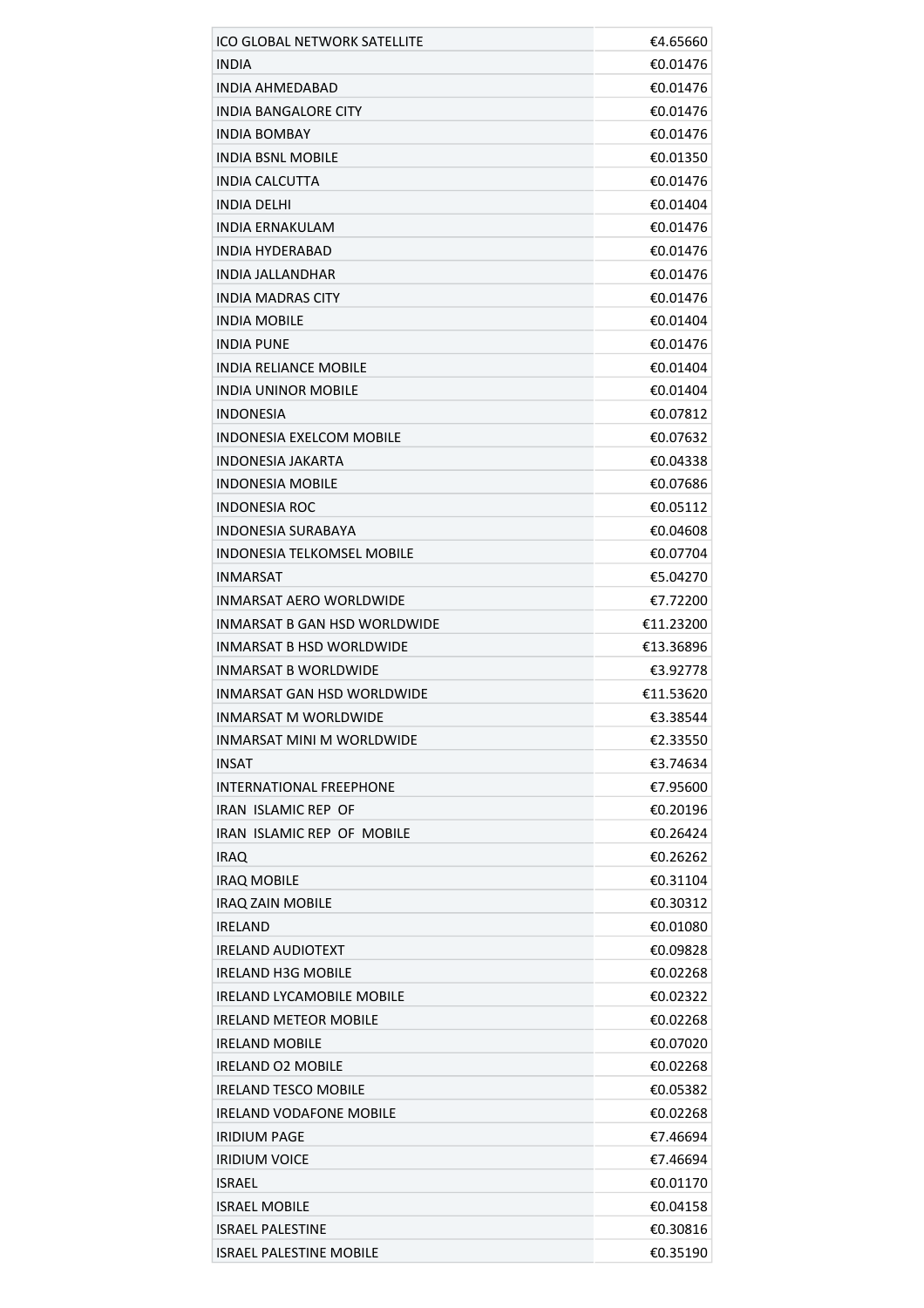| | |
|---|---:|
| ICO GLOBAL NETWORK SATELLITE | €4.65660 |
| INDIA | €0.01476 |
| INDIA AHMEDABAD | €0.01476 |
| INDIA BANGALORE CITY | €0.01476 |
| INDIA BOMBAY | €0.01476 |
| INDIA BSNL MOBILE | €0.01350 |
| INDIA CALCUTTA | €0.01476 |
| INDIA DELHI | €0.01404 |
| INDIA ERNAKULAM | €0.01476 |
| INDIA HYDERABAD | €0.01476 |
| INDIA JALLANDHAR | €0.01476 |
| INDIA MADRAS CITY | €0.01476 |
| INDIA MOBILE | €0.01404 |
| INDIA PUNE | €0.01476 |
| INDIA RELIANCE MOBILE | €0.01404 |
| INDIA UNINOR MOBILE | €0.01404 |
| INDONESIA | €0.07812 |
| INDONESIA EXELCOM MOBILE | €0.07632 |
| INDONESIA JAKARTA | €0.04338 |
| INDONESIA MOBILE | €0.07686 |
| INDONESIA ROC | €0.05112 |
| INDONESIA SURABAYA | €0.04608 |
| INDONESIA TELKOMSEL MOBILE | €0.07704 |
| INMARSAT | €5.04270 |
| INMARSAT AERO WORLDWIDE | €7.72200 |
| INMARSAT B GAN HSD WORLDWIDE | €11.23200 |
| INMARSAT B HSD WORLDWIDE | €13.36896 |
| INMARSAT B WORLDWIDE | €3.92778 |
| INMARSAT GAN HSD WORLDWIDE | €11.53620 |
| INMARSAT M WORLDWIDE | €3.38544 |
| INMARSAT MINI M WORLDWIDE | €2.33550 |
| INSAT | €3.74634 |
| INTERNATIONAL FREEPHONE | €7.95600 |
| IRAN ISLAMIC REP OF | €0.20196 |
| IRAN ISLAMIC REP OF MOBILE | €0.26424 |
| IRAQ | €0.26262 |
| IRAQ MOBILE | €0.31104 |
| IRAQ ZAIN MOBILE | €0.30312 |
| IRELAND | €0.01080 |
| IRELAND AUDIOTEXT | €0.09828 |
| IRELAND H3G MOBILE | €0.02268 |
| IRELAND LYCAMOBILE MOBILE | €0.02322 |
| IRELAND METEOR MOBILE | €0.02268 |
| IRELAND MOBILE | €0.07020 |
| IRELAND O2 MOBILE | €0.02268 |
| IRELAND TESCO MOBILE | €0.05382 |
| IRELAND VODAFONE MOBILE | €0.02268 |
| IRIDIUM PAGE | €7.46694 |
| IRIDIUM VOICE | €7.46694 |
| ISRAEL | €0.01170 |
| ISRAEL MOBILE | €0.04158 |
| ISRAEL PALESTINE | €0.30816 |
| ISRAEL PALESTINE MOBILE | €0.35190 |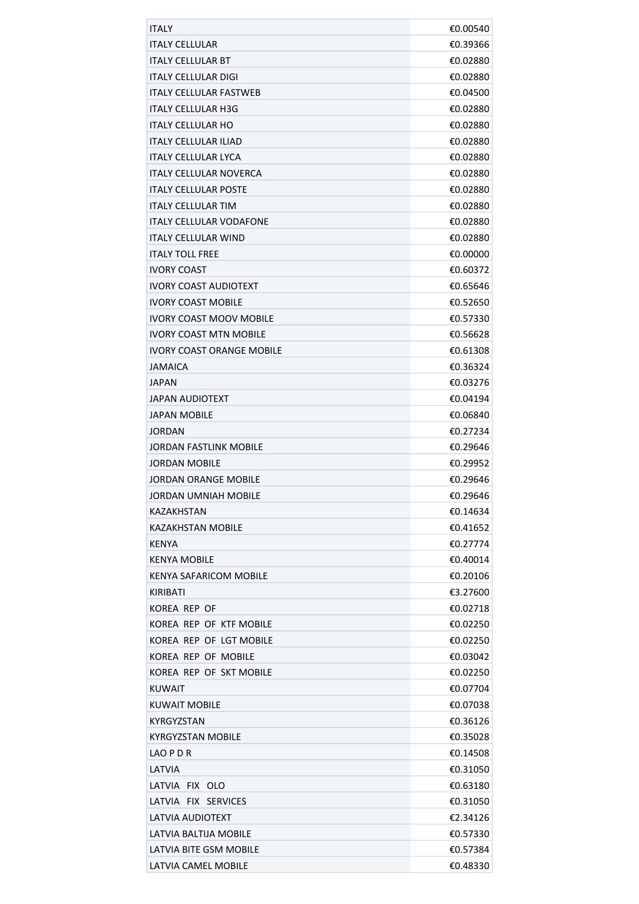| | |
|---|---|
| ITALY | €0.00540 |
| ITALY CELLULAR | €0.39366 |
| ITALY CELLULAR BT | €0.02880 |
| ITALY CELLULAR DIGI | €0.02880 |
| ITALY CELLULAR FASTWEB | €0.04500 |
| ITALY CELLULAR H3G | €0.02880 |
| ITALY CELLULAR HO | €0.02880 |
| ITALY CELLULAR ILIAD | €0.02880 |
| ITALY CELLULAR LYCA | €0.02880 |
| ITALY CELLULAR NOVERCA | €0.02880 |
| ITALY CELLULAR POSTE | €0.02880 |
| ITALY CELLULAR TIM | €0.02880 |
| ITALY CELLULAR VODAFONE | €0.02880 |
| ITALY CELLULAR WIND | €0.02880 |
| ITALY TOLL FREE | €0.00000 |
| IVORY COAST | €0.60372 |
| IVORY COAST AUDIOTEXT | €0.65646 |
| IVORY COAST MOBILE | €0.52650 |
| IVORY COAST MOOV MOBILE | €0.57330 |
| IVORY COAST MTN MOBILE | €0.56628 |
| IVORY COAST ORANGE MOBILE | €0.61308 |
| JAMAICA | €0.36324 |
| JAPAN | €0.03276 |
| JAPAN AUDIOTEXT | €0.04194 |
| JAPAN MOBILE | €0.06840 |
| JORDAN | €0.27234 |
| JORDAN FASTLINK MOBILE | €0.29646 |
| JORDAN MOBILE | €0.29952 |
| JORDAN ORANGE MOBILE | €0.29646 |
| JORDAN UMNIAH MOBILE | €0.29646 |
| KAZAKHSTAN | €0.14634 |
| KAZAKHSTAN MOBILE | €0.41652 |
| KENYA | €0.27774 |
| KENYA MOBILE | €0.40014 |
| KENYA SAFARICOM MOBILE | €0.20106 |
| KIRIBATI | €3.27600 |
| KOREA REP OF | €0.02718 |
| KOREA REP OF KTF MOBILE | €0.02250 |
| KOREA REP OF LGT MOBILE | €0.02250 |
| KOREA REP OF MOBILE | €0.03042 |
| KOREA REP OF SKT MOBILE | €0.02250 |
| KUWAIT | €0.07704 |
| KUWAIT MOBILE | €0.07038 |
| KYRGYZSTAN | €0.36126 |
| KYRGYZSTAN MOBILE | €0.35028 |
| LAO P D R | €0.14508 |
| LATVIA | €0.31050 |
| LATVIA FIX OLO | €0.63180 |
| LATVIA FIX SERVICES | €0.31050 |
| LATVIA AUDIOTEXT | €2.34126 |
| LATVIA BALTIJA MOBILE | €0.57330 |
| LATVIA BITE GSM MOBILE | €0.57384 |
| LATVIA CAMEL MOBILE | €0.48330 |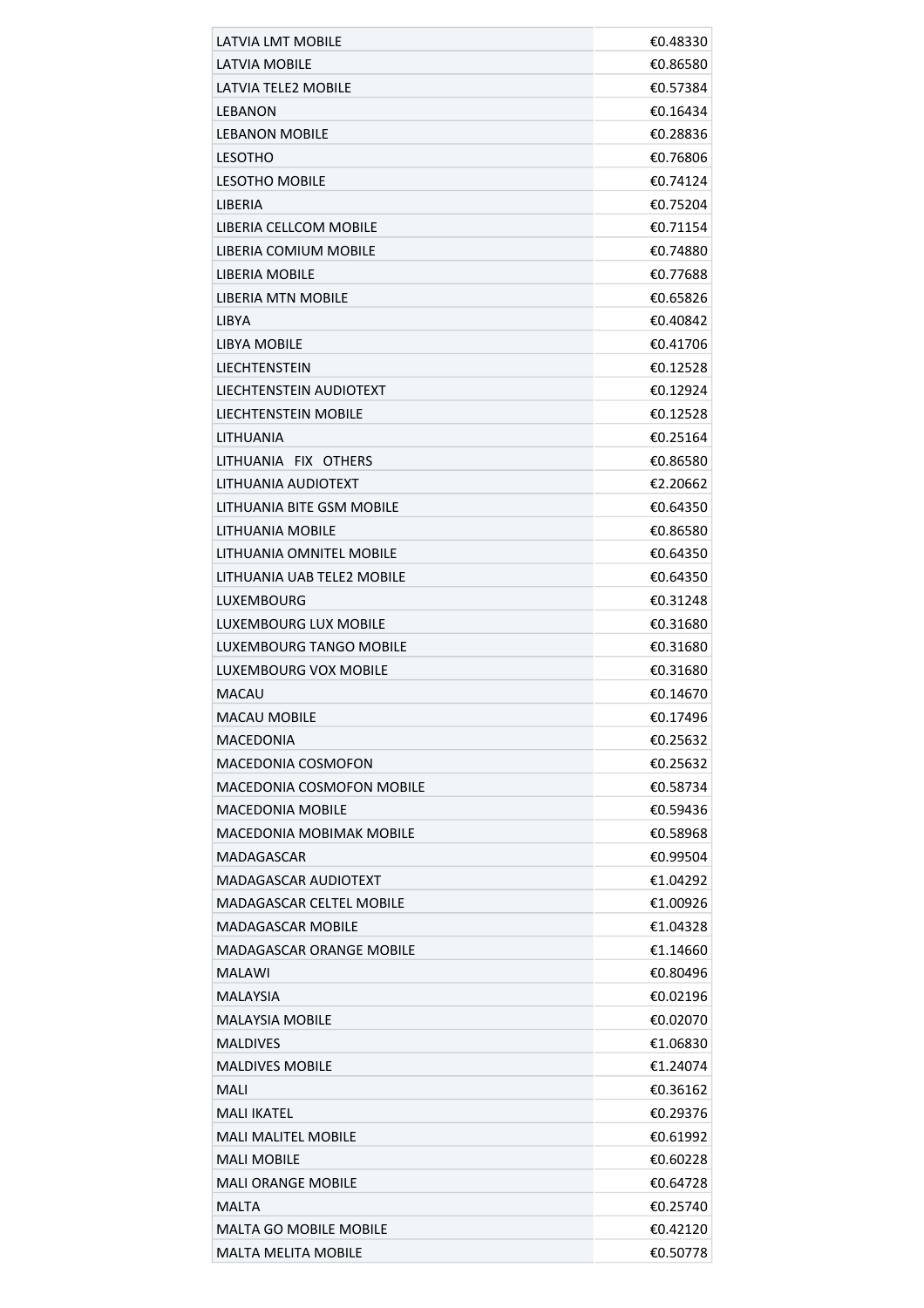| | |
|---|---|
| LATVIA LMT MOBILE | €0.48330 |
| LATVIA MOBILE | €0.86580 |
| LATVIA TELE2 MOBILE | €0.57384 |
| LEBANON | €0.16434 |
| LEBANON MOBILE | €0.28836 |
| LESOTHO | €0.76806 |
| LESOTHO MOBILE | €0.74124 |
| LIBERIA | €0.75204 |
| LIBERIA CELLCOM MOBILE | €0.71154 |
| LIBERIA COMIUM MOBILE | €0.74880 |
| LIBERIA MOBILE | €0.77688 |
| LIBERIA MTN MOBILE | €0.65826 |
| LIBYA | €0.40842 |
| LIBYA MOBILE | €0.41706 |
| LIECHTENSTEIN | €0.12528 |
| LIECHTENSTEIN AUDIOTEXT | €0.12924 |
| LIECHTENSTEIN MOBILE | €0.12528 |
| LITHUANIA | €0.25164 |
| LITHUANIA FIX OTHERS | €0.86580 |
| LITHUANIA AUDIOTEXT | €2.20662 |
| LITHUANIA BITE GSM MOBILE | €0.64350 |
| LITHUANIA MOBILE | €0.86580 |
| LITHUANIA OMNITEL MOBILE | €0.64350 |
| LITHUANIA UAB TELE2 MOBILE | €0.64350 |
| LUXEMBOURG | €0.31248 |
| LUXEMBOURG LUX MOBILE | €0.31680 |
| LUXEMBOURG TANGO MOBILE | €0.31680 |
| LUXEMBOURG VOX MOBILE | €0.31680 |
| MACAU | €0.14670 |
| MACAU MOBILE | €0.17496 |
| MACEDONIA | €0.25632 |
| MACEDONIA COSMOFON | €0.25632 |
| MACEDONIA COSMOFON MOBILE | €0.58734 |
| MACEDONIA MOBILE | €0.59436 |
| MACEDONIA MOBIMAK MOBILE | €0.58968 |
| MADAGASCAR | €0.99504 |
| MADAGASCAR AUDIOTEXT | €1.04292 |
| MADAGASCAR CELTEL MOBILE | €1.00926 |
| MADAGASCAR MOBILE | €1.04328 |
| MADAGASCAR ORANGE MOBILE | €1.14660 |
| MALAWI | €0.80496 |
| MALAYSIA | €0.02196 |
| MALAYSIA MOBILE | €0.02070 |
| MALDIVES | €1.06830 |
| MALDIVES MOBILE | €1.24074 |
| MALI | €0.36162 |
| MALI IKATEL | €0.29376 |
| MALI MALITEL MOBILE | €0.61992 |
| MALI MOBILE | €0.60228 |
| MALI ORANGE MOBILE | €0.64728 |
| MALTA | €0.25740 |
| MALTA GO MOBILE MOBILE | €0.42120 |
| MALTA MELITA MOBILE | €0.50778 |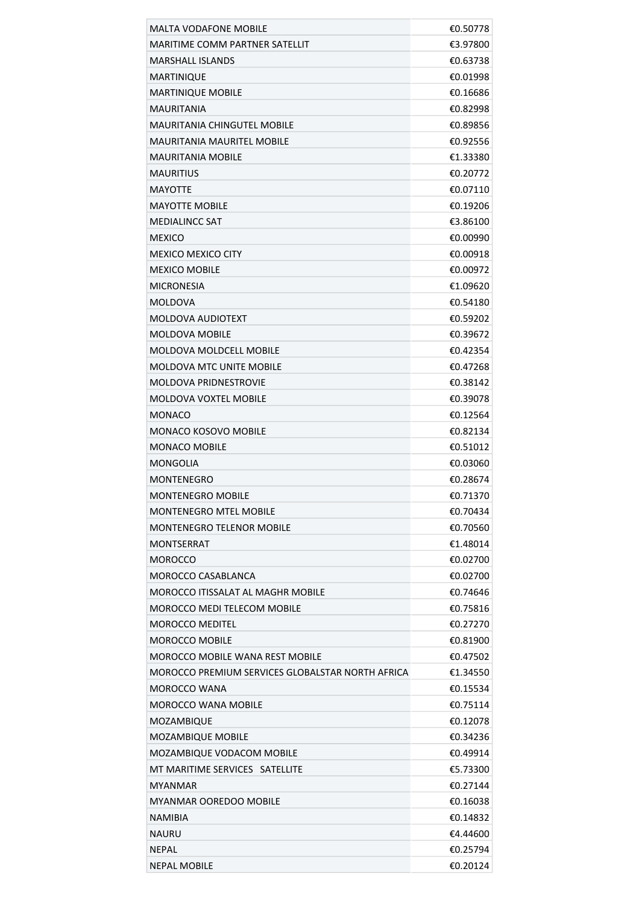| | |
|---|---:|
| MALTA VODAFONE MOBILE | €0.50778 |
| MARITIME COMM PARTNER SATELLIT | €3.97800 |
| MARSHALL ISLANDS | €0.63738 |
| MARTINIQUE | €0.01998 |
| MARTINIQUE MOBILE | €0.16686 |
| MAURITANIA | €0.82998 |
| MAURITANIA CHINGUTEL MOBILE | €0.89856 |
| MAURITANIA MAURITEL MOBILE | €0.92556 |
| MAURITANIA MOBILE | €1.33380 |
| MAURITIUS | €0.20772 |
| MAYOTTE | €0.07110 |
| MAYOTTE MOBILE | €0.19206 |
| MEDIALINCC SAT | €3.86100 |
| MEXICO | €0.00990 |
| MEXICO MEXICO CITY | €0.00918 |
| MEXICO MOBILE | €0.00972 |
| MICRONESIA | €1.09620 |
| MOLDOVA | €0.54180 |
| MOLDOVA AUDIOTEXT | €0.59202 |
| MOLDOVA MOBILE | €0.39672 |
| MOLDOVA MOLDCELL MOBILE | €0.42354 |
| MOLDOVA MTC UNITE MOBILE | €0.47268 |
| MOLDOVA PRIDNESTROVIE | €0.38142 |
| MOLDOVA VOXTEL MOBILE | €0.39078 |
| MONACO | €0.12564 |
| MONACO KOSOVO MOBILE | €0.82134 |
| MONACO MOBILE | €0.51012 |
| MONGOLIA | €0.03060 |
| MONTENEGRO | €0.28674 |
| MONTENEGRO MOBILE | €0.71370 |
| MONTENEGRO MTEL MOBILE | €0.70434 |
| MONTENEGRO TELENOR MOBILE | €0.70560 |
| MONTSERRAT | €1.48014 |
| MOROCCO | €0.02700 |
| MOROCCO CASABLANCA | €0.02700 |
| MOROCCO ITISSALAT AL MAGHR MOBILE | €0.74646 |
| MOROCCO MEDI TELECOM MOBILE | €0.75816 |
| MOROCCO MEDITEL | €0.27270 |
| MOROCCO MOBILE | €0.81900 |
| MOROCCO MOBILE WANA REST MOBILE | €0.47502 |
| MOROCCO PREMIUM SERVICES GLOBALSTAR NORTH AFRICA | €1.34550 |
| MOROCCO WANA | €0.15534 |
| MOROCCO WANA MOBILE | €0.75114 |
| MOZAMBIQUE | €0.12078 |
| MOZAMBIQUE MOBILE | €0.34236 |
| MOZAMBIQUE VODACOM MOBILE | €0.49914 |
| MT MARITIME SERVICES SATELLITE | €5.73300 |
| MYANMAR | €0.27144 |
| MYANMAR OOREDOO MOBILE | €0.16038 |
| NAMIBIA | €0.14832 |
| NAURU | €4.44600 |
| NEPAL | €0.25794 |
| NEPAL MOBILE | €0.20124 |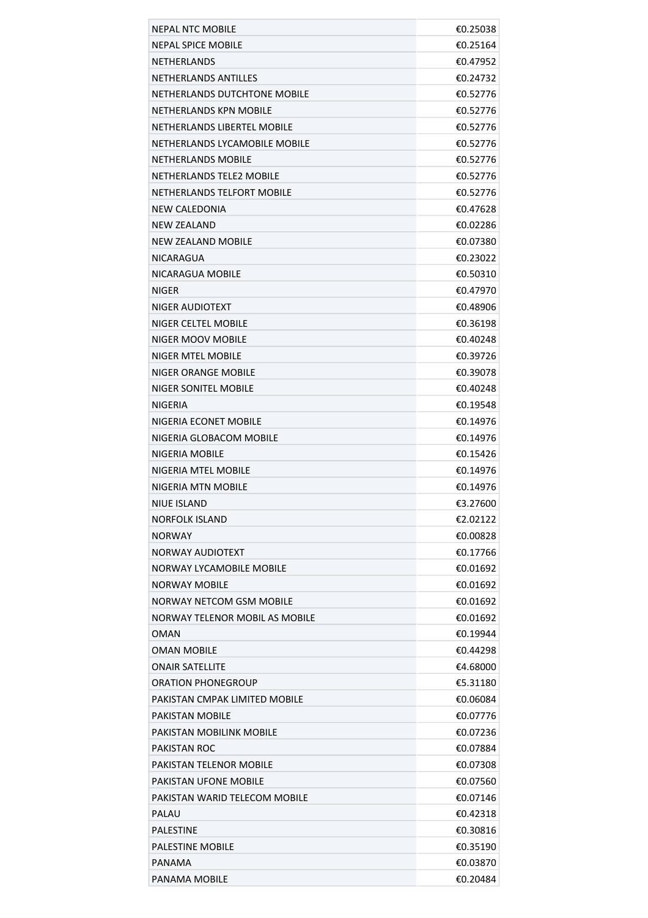| | |
|---|---|
| NEPAL NTC MOBILE | €0.25038 |
| NEPAL SPICE MOBILE | €0.25164 |
| NETHERLANDS | €0.47952 |
| NETHERLANDS ANTILLES | €0.24732 |
| NETHERLANDS DUTCHTONE MOBILE | €0.52776 |
| NETHERLANDS KPN MOBILE | €0.52776 |
| NETHERLANDS LIBERTEL MOBILE | €0.52776 |
| NETHERLANDS LYCAMOBILE MOBILE | €0.52776 |
| NETHERLANDS MOBILE | €0.52776 |
| NETHERLANDS TELE2 MOBILE | €0.52776 |
| NETHERLANDS TELFORT MOBILE | €0.52776 |
| NEW CALEDONIA | €0.47628 |
| NEW ZEALAND | €0.02286 |
| NEW ZEALAND MOBILE | €0.07380 |
| NICARAGUA | €0.23022 |
| NICARAGUA MOBILE | €0.50310 |
| NIGER | €0.47970 |
| NIGER AUDIOTEXT | €0.48906 |
| NIGER CELTEL MOBILE | €0.36198 |
| NIGER MOOV MOBILE | €0.40248 |
| NIGER MTEL MOBILE | €0.39726 |
| NIGER ORANGE MOBILE | €0.39078 |
| NIGER SONITEL MOBILE | €0.40248 |
| NIGERIA | €0.19548 |
| NIGERIA ECONET MOBILE | €0.14976 |
| NIGERIA GLOBACOM MOBILE | €0.14976 |
| NIGERIA MOBILE | €0.15426 |
| NIGERIA MTEL MOBILE | €0.14976 |
| NIGERIA MTN MOBILE | €0.14976 |
| NIUE ISLAND | €3.27600 |
| NORFOLK ISLAND | €2.02122 |
| NORWAY | €0.00828 |
| NORWAY AUDIOTEXT | €0.17766 |
| NORWAY LYCAMOBILE MOBILE | €0.01692 |
| NORWAY MOBILE | €0.01692 |
| NORWAY NETCOM GSM MOBILE | €0.01692 |
| NORWAY TELENOR MOBIL AS MOBILE | €0.01692 |
| OMAN | €0.19944 |
| OMAN MOBILE | €0.44298 |
| ONAIR SATELLITE | €4.68000 |
| ORATION PHONEGROUP | €5.31180 |
| PAKISTAN CMPAK LIMITED MOBILE | €0.06084 |
| PAKISTAN MOBILE | €0.07776 |
| PAKISTAN MOBILINK MOBILE | €0.07236 |
| PAKISTAN ROC | €0.07884 |
| PAKISTAN TELENOR MOBILE | €0.07308 |
| PAKISTAN UFONE MOBILE | €0.07560 |
| PAKISTAN WARID TELECOM MOBILE | €0.07146 |
| PALAU | €0.42318 |
| PALESTINE | €0.30816 |
| PALESTINE MOBILE | €0.35190 |
| PANAMA | €0.03870 |
| PANAMA MOBILE | €0.20484 |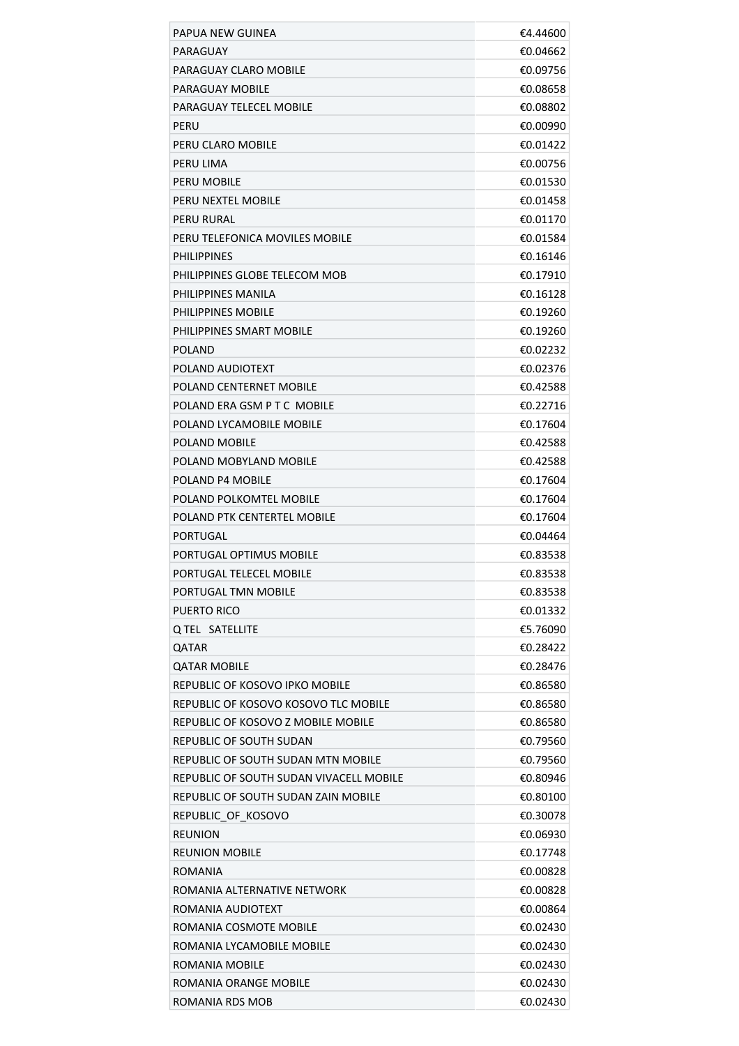| | |
|---|---|
| PAPUA NEW GUINEA | €4.44600 |
| PARAGUAY | €0.04662 |
| PARAGUAY CLARO MOBILE | €0.09756 |
| PARAGUAY MOBILE | €0.08658 |
| PARAGUAY TELECEL MOBILE | €0.08802 |
| PERU | €0.00990 |
| PERU CLARO MOBILE | €0.01422 |
| PERU LIMA | €0.00756 |
| PERU MOBILE | €0.01530 |
| PERU NEXTEL MOBILE | €0.01458 |
| PERU RURAL | €0.01170 |
| PERU TELEFONICA MOVILES MOBILE | €0.01584 |
| PHILIPPINES | €0.16146 |
| PHILIPPINES GLOBE TELECOM MOB | €0.17910 |
| PHILIPPINES MANILA | €0.16128 |
| PHILIPPINES MOBILE | €0.19260 |
| PHILIPPINES SMART MOBILE | €0.19260 |
| POLAND | €0.02232 |
| POLAND AUDIOTEXT | €0.02376 |
| POLAND CENTERNET MOBILE | €0.42588 |
| POLAND ERA GSM P T C MOBILE | €0.22716 |
| POLAND LYCAMOBILE MOBILE | €0.17604 |
| POLAND MOBILE | €0.42588 |
| POLAND MOBYLAND MOBILE | €0.42588 |
| POLAND P4 MOBILE | €0.17604 |
| POLAND POLKOMTEL MOBILE | €0.17604 |
| POLAND PTK CENTERTEL MOBILE | €0.17604 |
| PORTUGAL | €0.04464 |
| PORTUGAL OPTIMUS MOBILE | €0.83538 |
| PORTUGAL TELECEL MOBILE | €0.83538 |
| PORTUGAL TMN MOBILE | €0.83538 |
| PUERTO RICO | €0.01332 |
| Q TEL SATELLITE | €5.76090 |
| QATAR | €0.28422 |
| QATAR MOBILE | €0.28476 |
| REPUBLIC OF KOSOVO IPKO MOBILE | €0.86580 |
| REPUBLIC OF KOSOVO KOSOVO TLC MOBILE | €0.86580 |
| REPUBLIC OF KOSOVO Z MOBILE MOBILE | €0.86580 |
| REPUBLIC OF SOUTH SUDAN | €0.79560 |
| REPUBLIC OF SOUTH SUDAN MTN MOBILE | €0.79560 |
| REPUBLIC OF SOUTH SUDAN VIVACELL MOBILE | €0.80946 |
| REPUBLIC OF SOUTH SUDAN ZAIN MOBILE | €0.80100 |
| REPUBLIC_OF_KOSOVO | €0.30078 |
| REUNION | €0.06930 |
| REUNION MOBILE | €0.17748 |
| ROMANIA | €0.00828 |
| ROMANIA ALTERNATIVE NETWORK | €0.00828 |
| ROMANIA AUDIOTEXT | €0.00864 |
| ROMANIA COSMOTE MOBILE | €0.02430 |
| ROMANIA LYCAMOBILE MOBILE | €0.02430 |
| ROMANIA MOBILE | €0.02430 |
| ROMANIA ORANGE MOBILE | €0.02430 |
| ROMANIA RDS MOB | €0.02430 |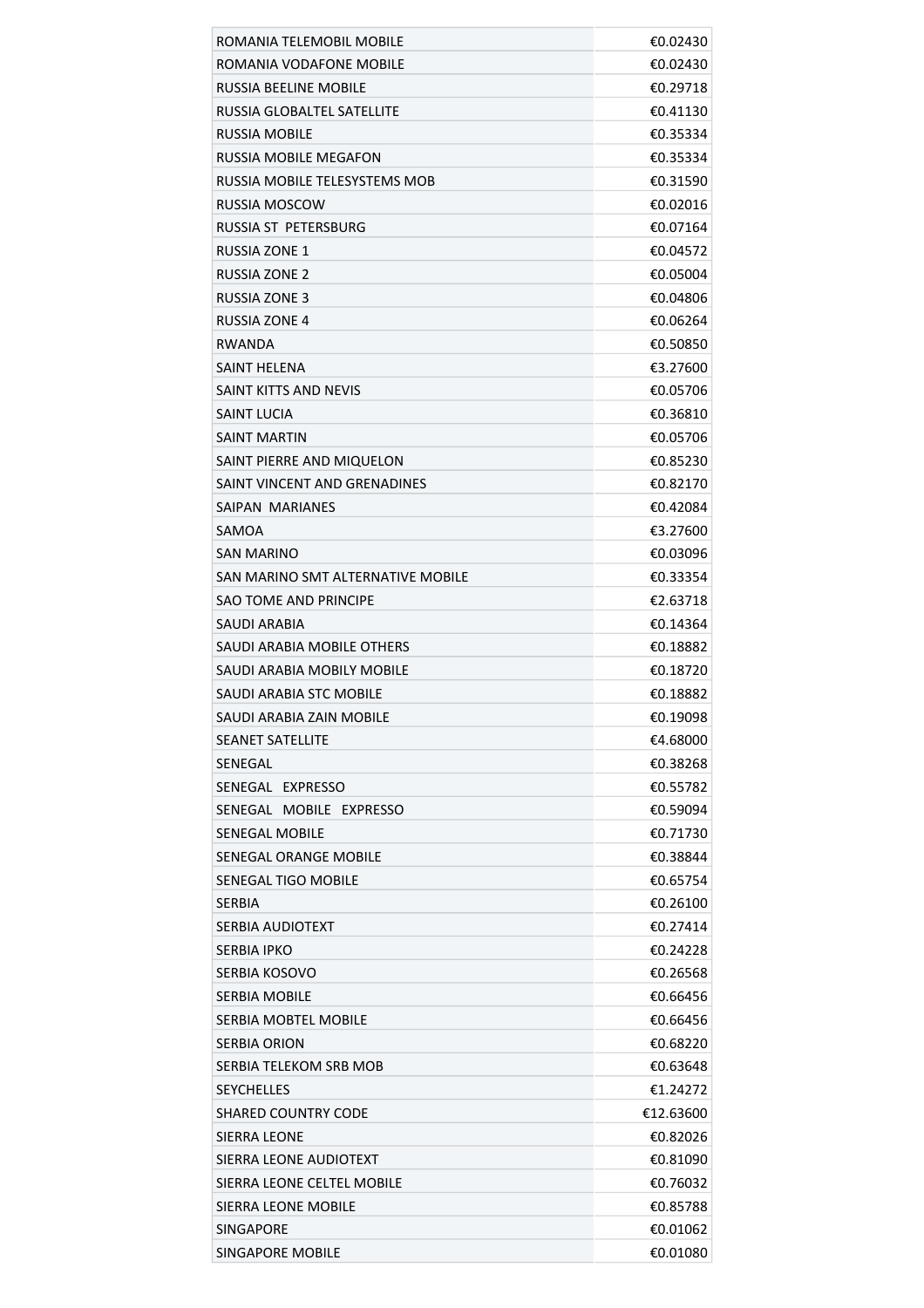| | |
|---|---|
| ROMANIA TELEMOBIL MOBILE | €0.02430 |
| ROMANIA VODAFONE MOBILE | €0.02430 |
| RUSSIA BEELINE MOBILE | €0.29718 |
| RUSSIA GLOBALTEL SATELLITE | €0.41130 |
| RUSSIA MOBILE | €0.35334 |
| RUSSIA MOBILE MEGAFON | €0.35334 |
| RUSSIA MOBILE TELESYSTEMS MOB | €0.31590 |
| RUSSIA MOSCOW | €0.02016 |
| RUSSIA ST PETERSBURG | €0.07164 |
| RUSSIA ZONE 1 | €0.04572 |
| RUSSIA ZONE 2 | €0.05004 |
| RUSSIA ZONE 3 | €0.04806 |
| RUSSIA ZONE 4 | €0.06264 |
| RWANDA | €0.50850 |
| SAINT HELENA | €3.27600 |
| SAINT KITTS AND NEVIS | €0.05706 |
| SAINT LUCIA | €0.36810 |
| SAINT MARTIN | €0.05706 |
| SAINT PIERRE AND MIQUELON | €0.85230 |
| SAINT VINCENT AND GRENADINES | €0.82170 |
| SAIPAN MARIANES | €0.42084 |
| SAMOA | €3.27600 |
| SAN MARINO | €0.03096 |
| SAN MARINO SMT ALTERNATIVE MOBILE | €0.33354 |
| SAO TOME AND PRINCIPE | €2.63718 |
| SAUDI ARABIA | €0.14364 |
| SAUDI ARABIA MOBILE OTHERS | €0.18882 |
| SAUDI ARABIA MOBILY MOBILE | €0.18720 |
| SAUDI ARABIA STC MOBILE | €0.18882 |
| SAUDI ARABIA ZAIN MOBILE | €0.19098 |
| SEANET SATELLITE | €4.68000 |
| SENEGAL | €0.38268 |
| SENEGAL EXPRESSO | €0.55782 |
| SENEGAL MOBILE EXPRESSO | €0.59094 |
| SENEGAL MOBILE | €0.71730 |
| SENEGAL ORANGE MOBILE | €0.38844 |
| SENEGAL TIGO MOBILE | €0.65754 |
| SERBIA | €0.26100 |
| SERBIA AUDIOTEXT | €0.27414 |
| SERBIA IPKO | €0.24228 |
| SERBIA KOSOVO | €0.26568 |
| SERBIA MOBILE | €0.66456 |
| SERBIA MOBTEL MOBILE | €0.66456 |
| SERBIA ORION | €0.68220 |
| SERBIA TELEKOM SRB MOB | €0.63648 |
| SEYCHELLES | €1.24272 |
| SHARED COUNTRY CODE | €12.63600 |
| SIERRA LEONE | €0.82026 |
| SIERRA LEONE AUDIOTEXT | €0.81090 |
| SIERRA LEONE CELTEL MOBILE | €0.76032 |
| SIERRA LEONE MOBILE | €0.85788 |
| SINGAPORE | €0.01062 |
| SINGAPORE MOBILE | €0.01080 |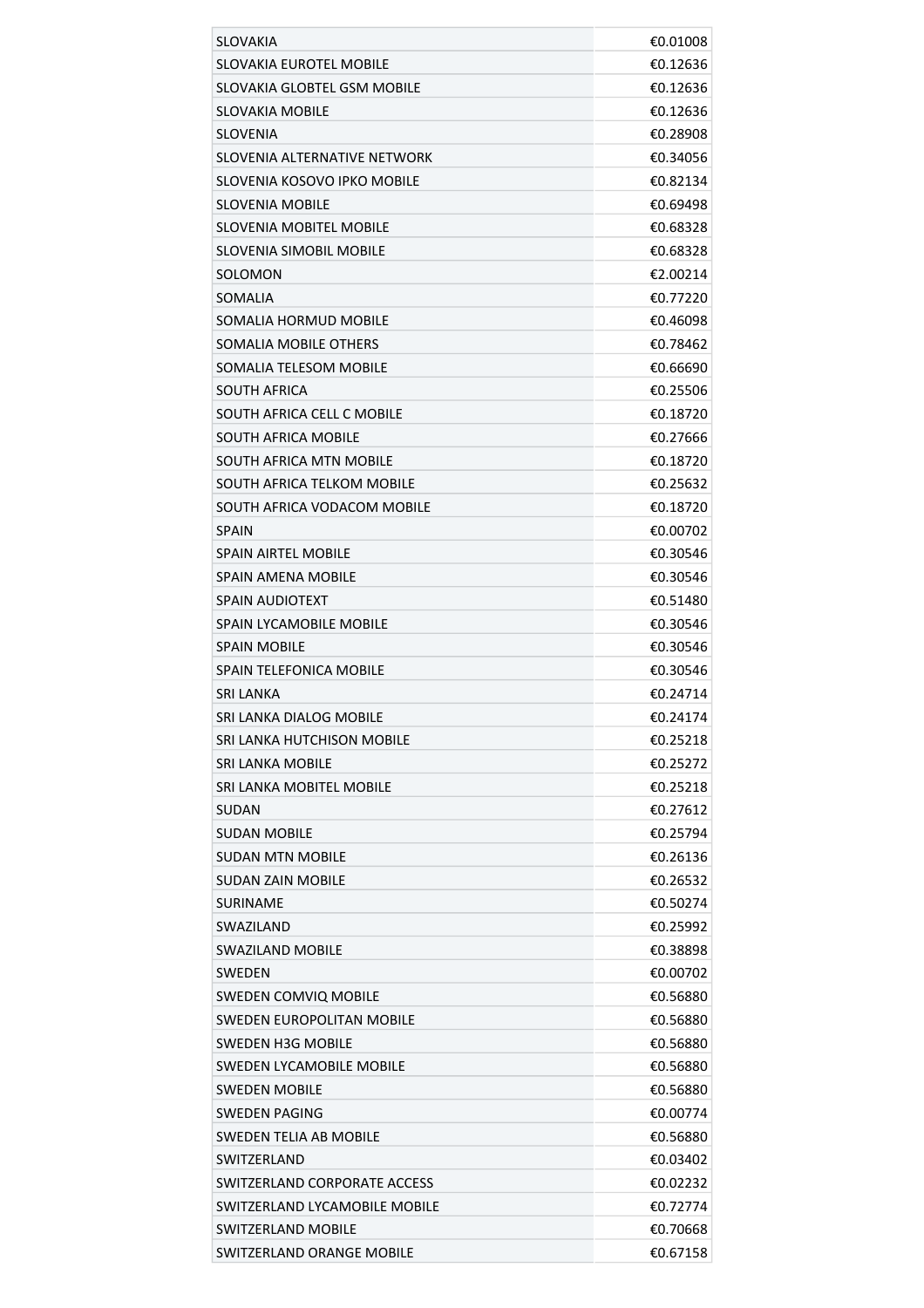| | |
|---|---|
| SLOVAKIA | €0.01008 |
| SLOVAKIA EUROTEL MOBILE | €0.12636 |
| SLOVAKIA GLOBTEL GSM MOBILE | €0.12636 |
| SLOVAKIA MOBILE | €0.12636 |
| SLOVENIA | €0.28908 |
| SLOVENIA ALTERNATIVE NETWORK | €0.34056 |
| SLOVENIA KOSOVO IPKO MOBILE | €0.82134 |
| SLOVENIA MOBILE | €0.69498 |
| SLOVENIA MOBITEL MOBILE | €0.68328 |
| SLOVENIA SIMOBIL MOBILE | €0.68328 |
| SOLOMON | €2.00214 |
| SOMALIA | €0.77220 |
| SOMALIA HORMUD MOBILE | €0.46098 |
| SOMALIA MOBILE OTHERS | €0.78462 |
| SOMALIA TELESOM MOBILE | €0.66690 |
| SOUTH AFRICA | €0.25506 |
| SOUTH AFRICA CELL C MOBILE | €0.18720 |
| SOUTH AFRICA MOBILE | €0.27666 |
| SOUTH AFRICA MTN MOBILE | €0.18720 |
| SOUTH AFRICA TELKOM MOBILE | €0.25632 |
| SOUTH AFRICA VODACOM MOBILE | €0.18720 |
| SPAIN | €0.00702 |
| SPAIN AIRTEL MOBILE | €0.30546 |
| SPAIN AMENA MOBILE | €0.30546 |
| SPAIN AUDIOTEXT | €0.51480 |
| SPAIN LYCAMOBILE MOBILE | €0.30546 |
| SPAIN MOBILE | €0.30546 |
| SPAIN TELEFONICA MOBILE | €0.30546 |
| SRI LANKA | €0.24714 |
| SRI LANKA DIALOG MOBILE | €0.24174 |
| SRI LANKA HUTCHISON MOBILE | €0.25218 |
| SRI LANKA MOBILE | €0.25272 |
| SRI LANKA MOBITEL MOBILE | €0.25218 |
| SUDAN | €0.27612 |
| SUDAN MOBILE | €0.25794 |
| SUDAN MTN MOBILE | €0.26136 |
| SUDAN ZAIN MOBILE | €0.26532 |
| SURINAME | €0.50274 |
| SWAZILAND | €0.25992 |
| SWAZILAND MOBILE | €0.38898 |
| SWEDEN | €0.00702 |
| SWEDEN COMVIQ MOBILE | €0.56880 |
| SWEDEN EUROPOLITAN MOBILE | €0.56880 |
| SWEDEN H3G MOBILE | €0.56880 |
| SWEDEN LYCAMOBILE MOBILE | €0.56880 |
| SWEDEN MOBILE | €0.56880 |
| SWEDEN PAGING | €0.00774 |
| SWEDEN TELIA AB MOBILE | €0.56880 |
| SWITZERLAND | €0.03402 |
| SWITZERLAND CORPORATE ACCESS | €0.02232 |
| SWITZERLAND LYCAMOBILE MOBILE | €0.72774 |
| SWITZERLAND MOBILE | €0.70668 |
| SWITZERLAND ORANGE MOBILE | €0.67158 |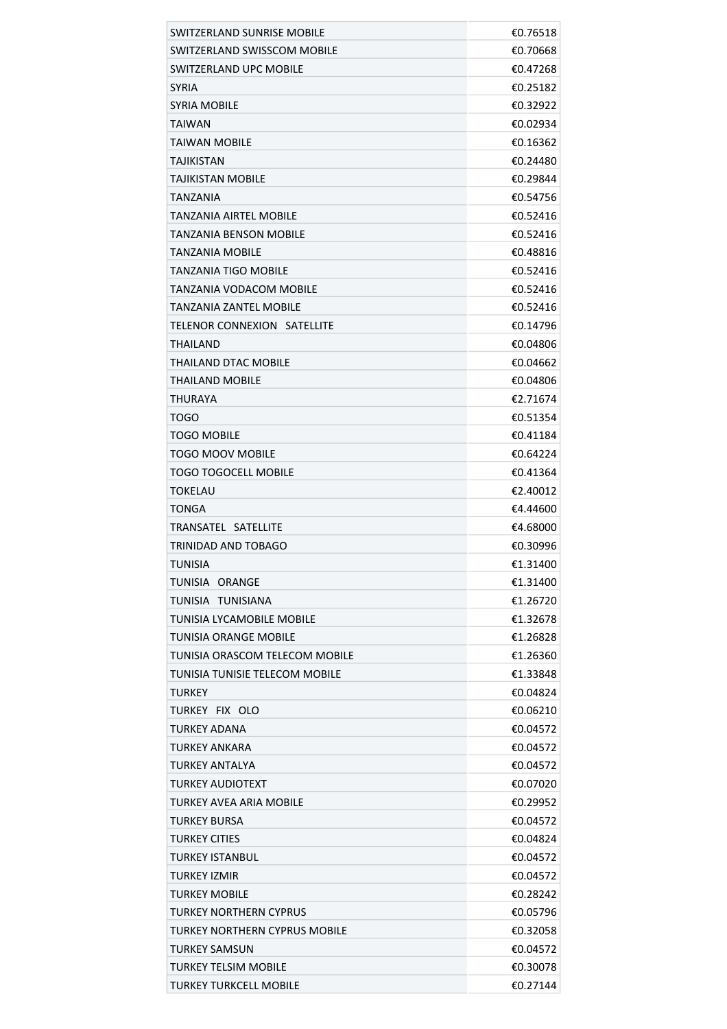| | |
|---|---|
| SWITZERLAND SUNRISE MOBILE | €0.76518 |
| SWITZERLAND SWISSCOM MOBILE | €0.70668 |
| SWITZERLAND UPC MOBILE | €0.47268 |
| SYRIA | €0.25182 |
| SYRIA MOBILE | €0.32922 |
| TAIWAN | €0.02934 |
| TAIWAN MOBILE | €0.16362 |
| TAJIKISTAN | €0.24480 |
| TAJIKISTAN MOBILE | €0.29844 |
| TANZANIA | €0.54756 |
| TANZANIA AIRTEL MOBILE | €0.52416 |
| TANZANIA BENSON MOBILE | €0.52416 |
| TANZANIA MOBILE | €0.48816 |
| TANZANIA TIGO MOBILE | €0.52416 |
| TANZANIA VODACOM MOBILE | €0.52416 |
| TANZANIA ZANTEL MOBILE | €0.52416 |
| TELENOR CONNEXION SATELLITE | €0.14796 |
| THAILAND | €0.04806 |
| THAILAND DTAC MOBILE | €0.04662 |
| THAILAND MOBILE | €0.04806 |
| THURAYA | €2.71674 |
| TOGO | €0.51354 |
| TOGO MOBILE | €0.41184 |
| TOGO MOOV MOBILE | €0.64224 |
| TOGO TOGOCELL MOBILE | €0.41364 |
| TOKELAU | €2.40012 |
| TONGA | €4.44600 |
| TRANSATEL SATELLITE | €4.68000 |
| TRINIDAD AND TOBAGO | €0.30996 |
| TUNISIA | €1.31400 |
| TUNISIA ORANGE | €1.31400 |
| TUNISIA TUNISIANA | €1.26720 |
| TUNISIA LYCAMOBILE MOBILE | €1.32678 |
| TUNISIA ORANGE MOBILE | €1.26828 |
| TUNISIA ORASCOM TELECOM MOBILE | €1.26360 |
| TUNISIA TUNISIE TELECOM MOBILE | €1.33848 |
| TURKEY | €0.04824 |
| TURKEY FIX OLO | €0.06210 |
| TURKEY ADANA | €0.04572 |
| TURKEY ANKARA | €0.04572 |
| TURKEY ANTALYA | €0.04572 |
| TURKEY AUDIOTEXT | €0.07020 |
| TURKEY AVEA ARIA MOBILE | €0.29952 |
| TURKEY BURSA | €0.04572 |
| TURKEY CITIES | €0.04824 |
| TURKEY ISTANBUL | €0.04572 |
| TURKEY IZMIR | €0.04572 |
| TURKEY MOBILE | €0.28242 |
| TURKEY NORTHERN CYPRUS | €0.05796 |
| TURKEY NORTHERN CYPRUS MOBILE | €0.32058 |
| TURKEY SAMSUN | €0.04572 |
| TURKEY TELSIM MOBILE | €0.30078 |
| TURKEY TURKCELL MOBILE | €0.27144 |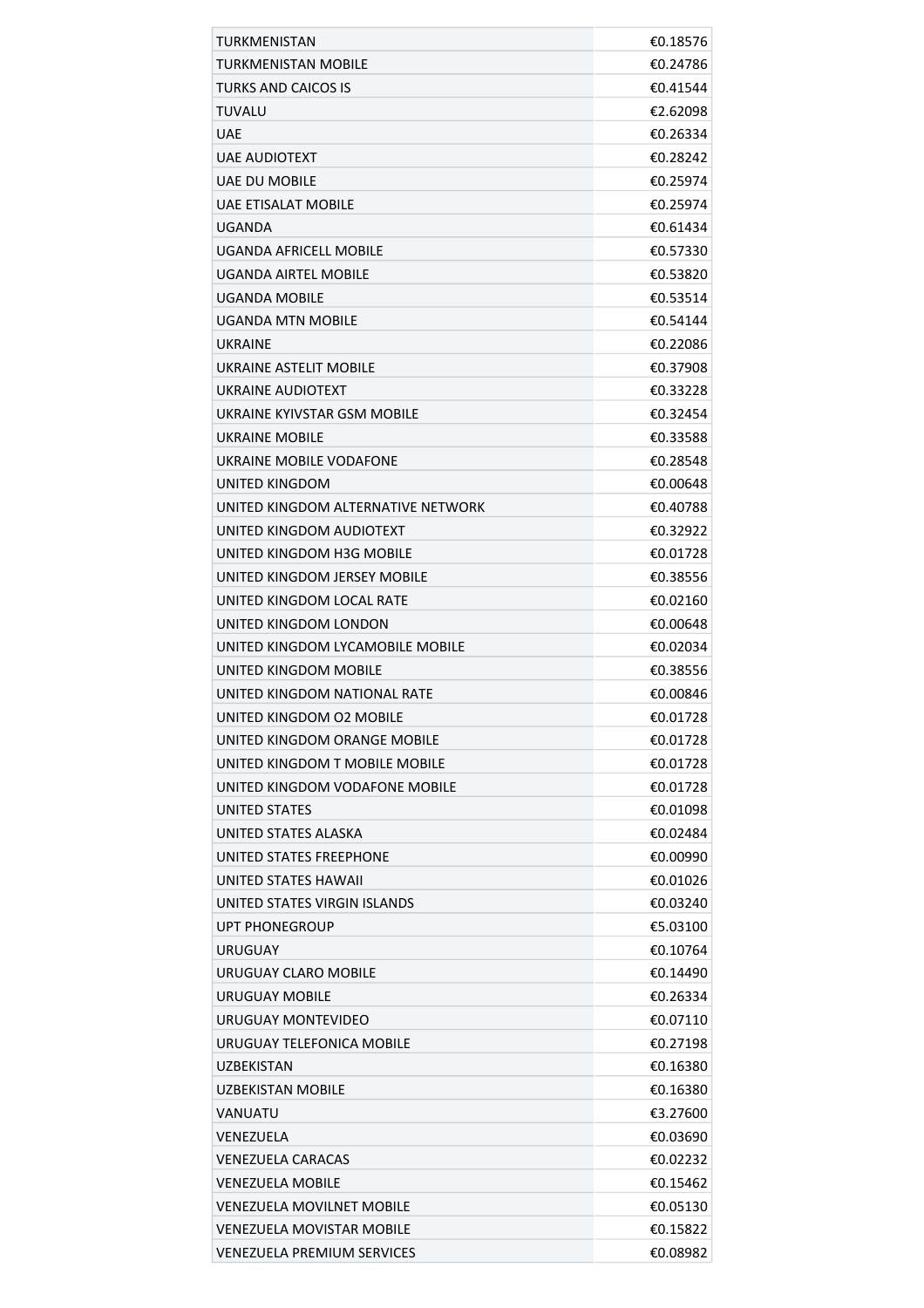| | |
|---|---|
| TURKMENISTAN | €0.18576 |
| TURKMENISTAN MOBILE | €0.24786 |
| TURKS AND CAICOS IS | €0.41544 |
| TUVALU | €2.62098 |
| UAE | €0.26334 |
| UAE AUDIOTEXT | €0.28242 |
| UAE DU MOBILE | €0.25974 |
| UAE ETISALAT MOBILE | €0.25974 |
| UGANDA | €0.61434 |
| UGANDA AFRICELL MOBILE | €0.57330 |
| UGANDA AIRTEL MOBILE | €0.53820 |
| UGANDA MOBILE | €0.53514 |
| UGANDA MTN MOBILE | €0.54144 |
| UKRAINE | €0.22086 |
| UKRAINE ASTELIT MOBILE | €0.37908 |
| UKRAINE AUDIOTEXT | €0.33228 |
| UKRAINE KYIVSTAR GSM MOBILE | €0.32454 |
| UKRAINE MOBILE | €0.33588 |
| UKRAINE MOBILE VODAFONE | €0.28548 |
| UNITED KINGDOM | €0.00648 |
| UNITED KINGDOM ALTERNATIVE NETWORK | €0.40788 |
| UNITED KINGDOM AUDIOTEXT | €0.32922 |
| UNITED KINGDOM H3G MOBILE | €0.01728 |
| UNITED KINGDOM JERSEY MOBILE | €0.38556 |
| UNITED KINGDOM LOCAL RATE | €0.02160 |
| UNITED KINGDOM LONDON | €0.00648 |
| UNITED KINGDOM LYCAMOBILE MOBILE | €0.02034 |
| UNITED KINGDOM MOBILE | €0.38556 |
| UNITED KINGDOM NATIONAL RATE | €0.00846 |
| UNITED KINGDOM O2 MOBILE | €0.01728 |
| UNITED KINGDOM ORANGE MOBILE | €0.01728 |
| UNITED KINGDOM T MOBILE MOBILE | €0.01728 |
| UNITED KINGDOM VODAFONE MOBILE | €0.01728 |
| UNITED STATES | €0.01098 |
| UNITED STATES ALASKA | €0.02484 |
| UNITED STATES FREEPHONE | €0.00990 |
| UNITED STATES HAWAII | €0.01026 |
| UNITED STATES VIRGIN ISLANDS | €0.03240 |
| UPT PHONEGROUP | €5.03100 |
| URUGUAY | €0.10764 |
| URUGUAY CLARO MOBILE | €0.14490 |
| URUGUAY MOBILE | €0.26334 |
| URUGUAY MONTEVIDEO | €0.07110 |
| URUGUAY TELEFONICA MOBILE | €0.27198 |
| UZBEKISTAN | €0.16380 |
| UZBEKISTAN MOBILE | €0.16380 |
| VANUATU | €3.27600 |
| VENEZUELA | €0.03690 |
| VENEZUELA CARACAS | €0.02232 |
| VENEZUELA MOBILE | €0.15462 |
| VENEZUELA MOVILNET MOBILE | €0.05130 |
| VENEZUELA MOVISTAR MOBILE | €0.15822 |
| VENEZUELA PREMIUM SERVICES | €0.08982 |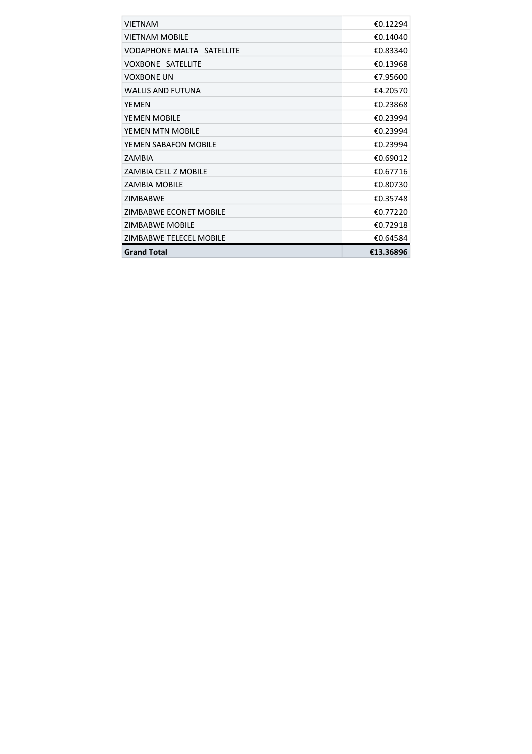| | |
|---|---|
| VIETNAM | €0.12294 |
| VIETNAM MOBILE | €0.14040 |
| VODAPHONE MALTA   SATELLITE | €0.83340 |
| VOXBONE   SATELLITE | €0.13968 |
| VOXBONE UN | €7.95600 |
| WALLIS AND FUTUNA | €4.20570 |
| YEMEN | €0.23868 |
| YEMEN MOBILE | €0.23994 |
| YEMEN MTN MOBILE | €0.23994 |
| YEMEN SABAFON MOBILE | €0.23994 |
| ZAMBIA | €0.69012 |
| ZAMBIA CELL Z MOBILE | €0.67716 |
| ZAMBIA MOBILE | €0.80730 |
| ZIMBABWE | €0.35748 |
| ZIMBABWE ECONET MOBILE | €0.77220 |
| ZIMBABWE MOBILE | €0.72918 |
| ZIMBABWE TELECEL MOBILE | €0.64584 |
| **Grand Total** | **€13.36896** |